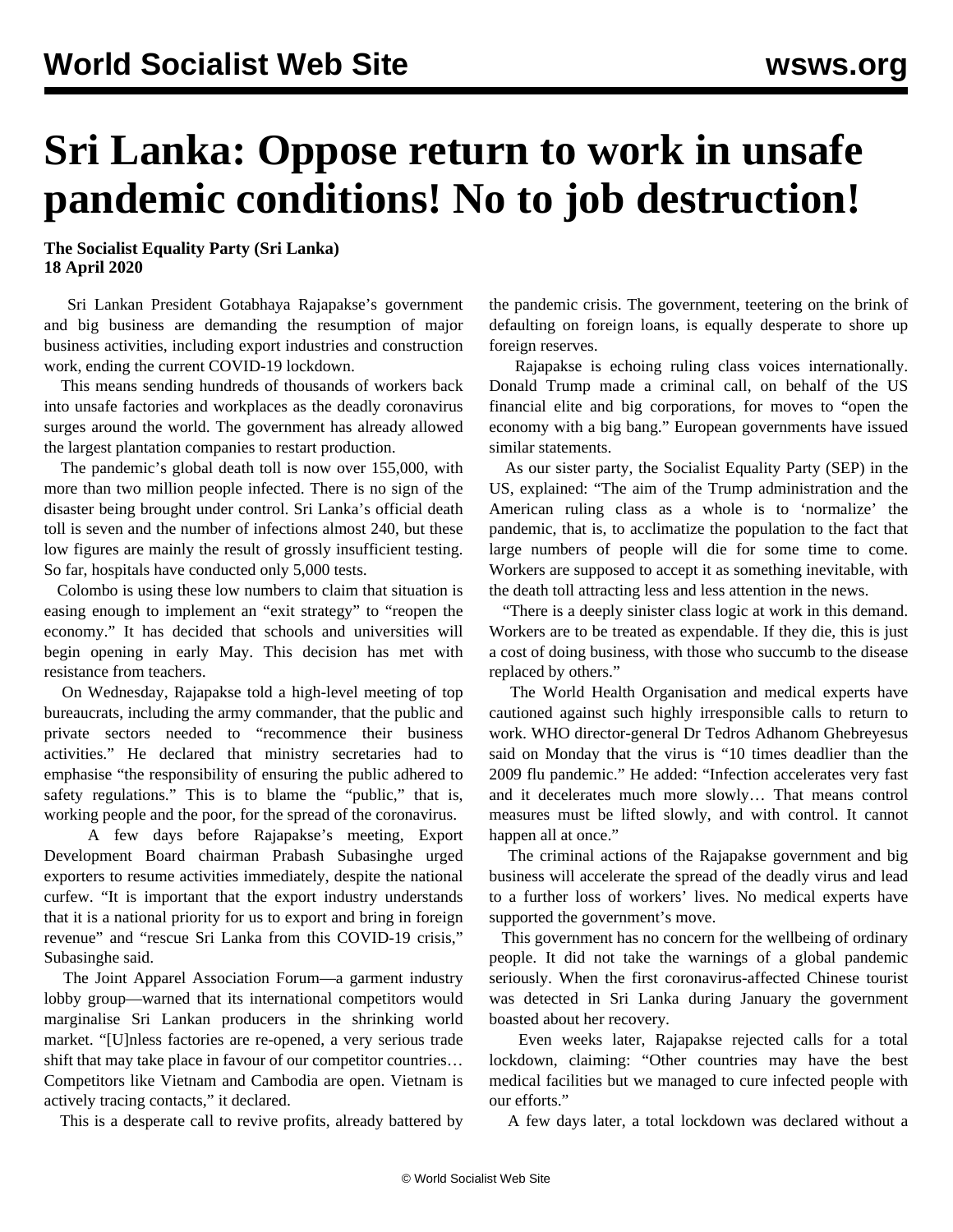# Sri Lanka: Oppose return to work in unsafe pandemic conditions! No to job destruction!

**The Socialist Equality Party (Sri Lanka)**
**18 April 2020**

Sri Lankan President Gotabhaya Rajapakse's government and big business are demanding the resumption of major business activities, including export industries and construction work, ending the current COVID-19 lockdown.

This means sending hundreds of thousands of workers back into unsafe factories and workplaces as the deadly coronavirus surges around the world. The government has already allowed the largest plantation companies to restart production.

The pandemic's global death toll is now over 155,000, with more than two million people infected. There is no sign of the disaster being brought under control. Sri Lanka's official death toll is seven and the number of infections almost 240, but these low figures are mainly the result of grossly insufficient testing. So far, hospitals have conducted only 5,000 tests.

Colombo is using these low numbers to claim that situation is easing enough to implement an "exit strategy" to "reopen the economy." It has decided that schools and universities will begin opening in early May. This decision has met with resistance from teachers.

On Wednesday, Rajapakse told a high-level meeting of top bureaucrats, including the army commander, that the public and private sectors needed to "recommence their business activities." He declared that ministry secretaries had to emphasise "the responsibility of ensuring the public adhered to safety regulations." This is to blame the "public," that is, working people and the poor, for the spread of the coronavirus.

A few days before Rajapakse's meeting, Export Development Board chairman Prabash Subasinghe urged exporters to resume activities immediately, despite the national curfew. "It is important that the export industry understands that it is a national priority for us to export and bring in foreign revenue" and "rescue Sri Lanka from this COVID-19 crisis," Subasinghe said.

The Joint Apparel Association Forum—a garment industry lobby group—warned that its international competitors would marginalise Sri Lankan producers in the shrinking world market. "[U]nless factories are re-opened, a very serious trade shift that may take place in favour of our competitor countries… Competitors like Vietnam and Cambodia are open. Vietnam is actively tracing contacts," it declared.

This is a desperate call to revive profits, already battered by the pandemic crisis. The government, teetering on the brink of defaulting on foreign loans, is equally desperate to shore up foreign reserves.

Rajapakse is echoing ruling class voices internationally. Donald Trump made a criminal call, on behalf of the US financial elite and big corporations, for moves to "open the economy with a big bang." European governments have issued similar statements.

As our sister party, the Socialist Equality Party (SEP) in the US, explained: "The aim of the Trump administration and the American ruling class as a whole is to 'normalize' the pandemic, that is, to acclimatize the population to the fact that large numbers of people will die for some time to come. Workers are supposed to accept it as something inevitable, with the death toll attracting less and less attention in the news.

"There is a deeply sinister class logic at work in this demand. Workers are to be treated as expendable. If they die, this is just a cost of doing business, with those who succumb to the disease replaced by others."

The World Health Organisation and medical experts have cautioned against such highly irresponsible calls to return to work. WHO director-general Dr Tedros Adhanom Ghebreyesus said on Monday that the virus is "10 times deadlier than the 2009 flu pandemic." He added: "Infection accelerates very fast and it decelerates much more slowly… That means control measures must be lifted slowly, and with control. It cannot happen all at once."

The criminal actions of the Rajapakse government and big business will accelerate the spread of the deadly virus and lead to a further loss of workers' lives. No medical experts have supported the government's move.

This government has no concern for the wellbeing of ordinary people. It did not take the warnings of a global pandemic seriously. When the first coronavirus-affected Chinese tourist was detected in Sri Lanka during January the government boasted about her recovery.

Even weeks later, Rajapakse rejected calls for a total lockdown, claiming: "Other countries may have the best medical facilities but we managed to cure infected people with our efforts."

A few days later, a total lockdown was declared without a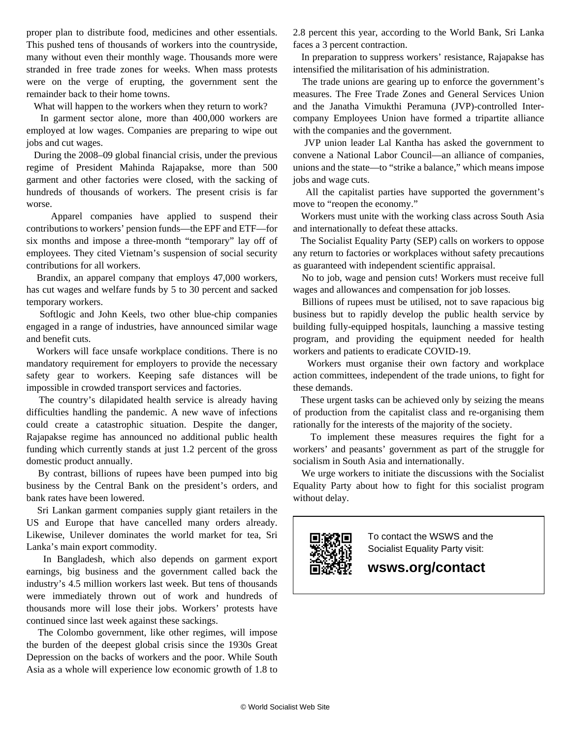proper plan to distribute food, medicines and other essentials. This pushed tens of thousands of workers into the countryside, many without even their monthly wage. Thousands more were stranded in free trade zones for weeks. When mass protests were on the verge of erupting, the government sent the remainder back to their home towns.

What will happen to the workers when they return to work?

In garment sector alone, more than 400,000 workers are employed at low wages. Companies are preparing to wipe out jobs and cut wages.

During the 2008–09 global financial crisis, under the previous regime of President Mahinda Rajapakse, more than 500 garment and other factories were closed, with the sacking of hundreds of thousands of workers. The present crisis is far worse.

Apparel companies have applied to suspend their contributions to workers' pension funds—the EPF and ETF—for six months and impose a three-month "temporary" lay off of employees. They cited Vietnam's suspension of social security contributions for all workers.

Brandix, an apparel company that employs 47,000 workers, has cut wages and welfare funds by 5 to 30 percent and sacked temporary workers.

Softlogic and John Keels, two other blue-chip companies engaged in a range of industries, have announced similar wage and benefit cuts.

Workers will face unsafe workplace conditions. There is no mandatory requirement for employers to provide the necessary safety gear to workers. Keeping safe distances will be impossible in crowded transport services and factories.

The country's dilapidated health service is already having difficulties handling the pandemic. A new wave of infections could create a catastrophic situation. Despite the danger, Rajapakse regime has announced no additional public health funding which currently stands at just 1.2 percent of the gross domestic product annually.

By contrast, billions of rupees have been pumped into big business by the Central Bank on the president's orders, and bank rates have been lowered.

Sri Lankan garment companies supply giant retailers in the US and Europe that have cancelled many orders already. Likewise, Unilever dominates the world market for tea, Sri Lanka's main export commodity.

In Bangladesh, which also depends on garment export earnings, big business and the government called back the industry's 4.5 million workers last week. But tens of thousands were immediately thrown out of work and hundreds of thousands more will lose their jobs. Workers' protests have continued since last week against these sackings.

The Colombo government, like other regimes, will impose the burden of the deepest global crisis since the 1930s Great Depression on the backs of workers and the poor. While South Asia as a whole will experience low economic growth of 1.8 to 2.8 percent this year, according to the World Bank, Sri Lanka faces a 3 percent contraction.

In preparation to suppress workers' resistance, Rajapakse has intensified the militarisation of his administration.

The trade unions are gearing up to enforce the government's measures. The Free Trade Zones and General Services Union and the Janatha Vimukthi Peramuna (JVP)-controlled Inter-company Employees Union have formed a tripartite alliance with the companies and the government.

JVP union leader Lal Kantha has asked the government to convene a National Labor Council—an alliance of companies, unions and the state—to "strike a balance," which means impose jobs and wage cuts.

All the capitalist parties have supported the government's move to "reopen the economy."

Workers must unite with the working class across South Asia and internationally to defeat these attacks.

The Socialist Equality Party (SEP) calls on workers to oppose any return to factories or workplaces without safety precautions as guaranteed with independent scientific appraisal.

No to job, wage and pension cuts! Workers must receive full wages and allowances and compensation for job losses.

Billions of rupees must be utilised, not to save rapacious big business but to rapidly develop the public health service by building fully-equipped hospitals, launching a massive testing program, and providing the equipment needed for health workers and patients to eradicate COVID-19.

Workers must organise their own factory and workplace action committees, independent of the trade unions, to fight for these demands.

These urgent tasks can be achieved only by seizing the means of production from the capitalist class and re-organising them rationally for the interests of the majority of the society.

To implement these measures requires the fight for a workers' and peasants' government as part of the struggle for socialism in South Asia and internationally.

We urge workers to initiate the discussions with the Socialist Equality Party about how to fight for this socialist program without delay.

To contact the WSWS and the Socialist Equality Party visit:

**wsws.org/contact**